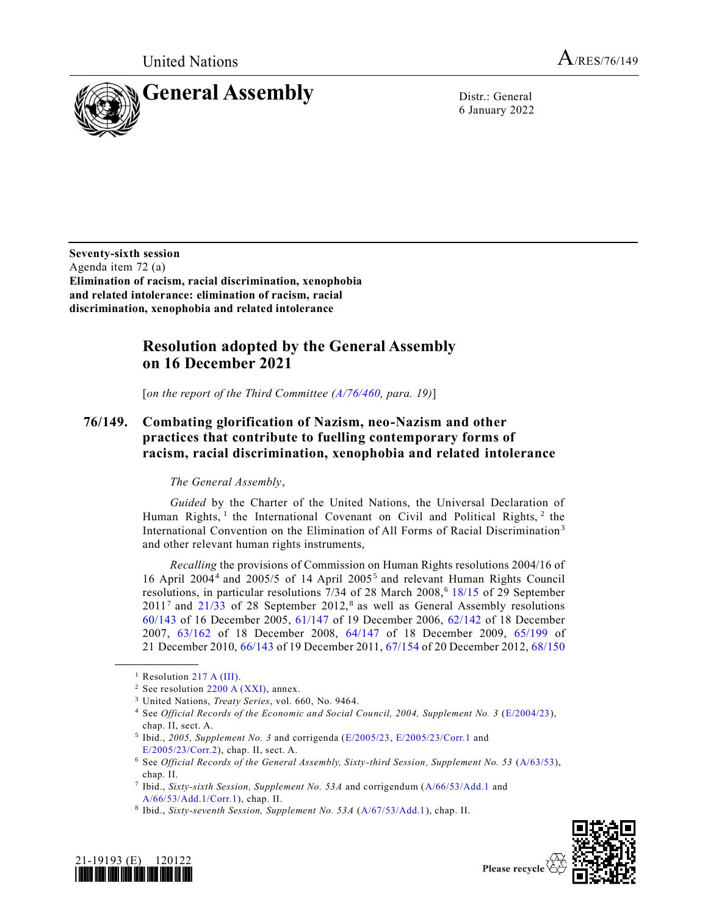United Nations A/RES/76/149

# General Assembly

Distr.: General
6 January 2022

**Seventy-sixth session**
Agenda item 72 (a)
**Elimination of racism, racial discrimination, xenophobia and related intolerance: elimination of racism, racial discrimination, xenophobia and related intolerance**

## Resolution adopted by the General Assembly on 16 December 2021

[*on the report of the Third Committee (A/76/460, para. 19)*]

### 76/149. Combating glorification of Nazism, neo-Nazism and other practices that contribute to fuelling contemporary forms of racism, racial discrimination, xenophobia and related intolerance

*The General Assembly*,

*Guided* by the Charter of the United Nations, the Universal Declaration of Human Rights,[1] the International Covenant on Civil and Political Rights,[2] the International Convention on the Elimination of All Forms of Racial Discrimination[3] and other relevant human rights instruments,

*Recalling* the provisions of Commission on Human Rights resolutions 2004/16 of 16 April 2004[4] and 2005/5 of 14 April 2005[5] and relevant Human Rights Council resolutions, in particular resolutions 7/34 of 28 March 2008,[6] 18/15 of 29 September 2011[7] and 21/33 of 28 September 2012,[8] as well as General Assembly resolutions 60/143 of 16 December 2005, 61/147 of 19 December 2006, 62/142 of 18 December 2007, 63/162 of 18 December 2008, 64/147 of 18 December 2009, 65/199 of 21 December 2010, 66/143 of 19 December 2011, 67/154 of 20 December 2012, 68/150

---

[1] Resolution 217 A (III).

[2] See resolution 2200 A (XXI), annex.

[3] United Nations, *Treaty Series*, vol. 660, No. 9464.

[4] See *Official Records of the Economic and Social Council, 2004, Supplement No. 3* (E/2004/23), chap. II, sect. A.

[5] Ibid., *2005, Supplement No. 3* and corrigenda (E/2005/23, E/2005/23/Corr.1 and E/2005/23/Corr.2), chap. II, sect. A.

[6] See *Official Records of the General Assembly, Sixty-third Session, Supplement No. 53* (A/63/53), chap. II.

[7] Ibid., *Sixty-sixth Session, Supplement No. 53A* and corrigendum (A/66/53/Add.1 and A/66/53/Add.1/Corr.1), chap. II.

[8] Ibid., *Sixty-seventh Session, Supplement No. 53A* (A/67/53/Add.1), chap. II.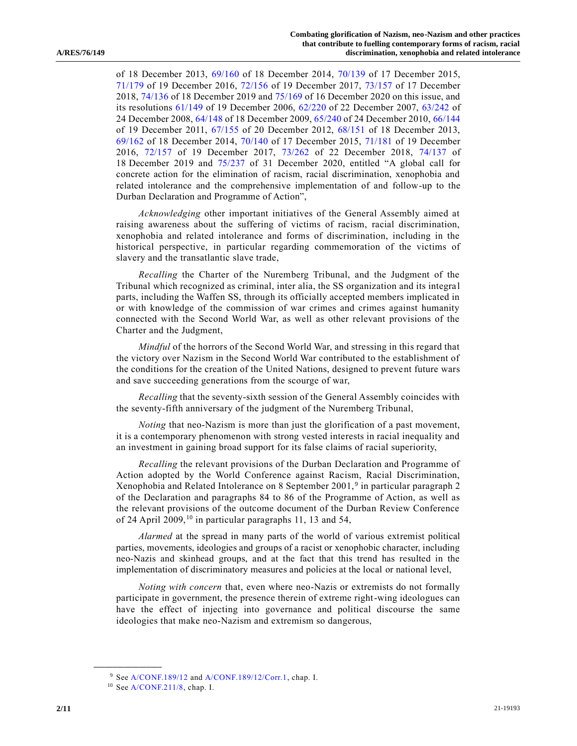of 18 December 2013, 69/160 of 18 December 2014, 70/139 of 17 December 2015, 71/179 of 19 December 2016, 72/156 of 19 December 2017, 73/157 of 17 December 2018, 74/136 of 18 December 2019 and 75/169 of 16 December 2020 on this issue, and its resolutions 61/149 of 19 December 2006, 62/220 of 22 December 2007, 63/242 of 24 December 2008, 64/148 of 18 December 2009, 65/240 of 24 December 2010, 66/144 of 19 December 2011, 67/155 of 20 December 2012, 68/151 of 18 December 2013, 69/162 of 18 December 2014, 70/140 of 17 December 2015, 71/181 of 19 December 2016, 72/157 of 19 December 2017, 73/262 of 22 December 2018, 74/137 of 18 December 2019 and 75/237 of 31 December 2020, entitled "A global call for concrete action for the elimination of racism, racial discrimination, xenophobia and related intolerance and the comprehensive implementation of and follow-up to the Durban Declaration and Programme of Action",

*Acknowledging* other important initiatives of the General Assembly aimed at raising awareness about the suffering of victims of racism, racial discrimination, xenophobia and related intolerance and forms of discrimination, including in the historical perspective, in particular regarding commemoration of the victims of slavery and the transatlantic slave trade,

*Recalling* the Charter of the Nuremberg Tribunal, and the Judgment of the Tribunal which recognized as criminal, inter alia, the SS organization and its integral parts, including the Waffen SS, through its officially accepted members implicated in or with knowledge of the commission of war crimes and crimes against humanity connected with the Second World War, as well as other relevant provisions of the Charter and the Judgment,

*Mindful* of the horrors of the Second World War, and stressing in this regard that the victory over Nazism in the Second World War contributed to the establishment of the conditions for the creation of the United Nations, designed to prevent future wars and save succeeding generations from the scourge of war,

*Recalling* that the seventy-sixth session of the General Assembly coincides with the seventy-fifth anniversary of the judgment of the Nuremberg Tribunal,

*Noting* that neo-Nazism is more than just the glorification of a past movement, it is a contemporary phenomenon with strong vested interests in racial inequality and an investment in gaining broad support for its false claims of racial superiority,

*Recalling* the relevant provisions of the Durban Declaration and Programme of Action adopted by the World Conference against Racism, Racial Discrimination, Xenophobia and Related Intolerance on 8 September 2001,[9] in particular paragraph 2 of the Declaration and paragraphs 84 to 86 of the Programme of Action, as well as the relevant provisions of the outcome document of the Durban Review Conference of 24 April 2009,[10] in particular paragraphs 11, 13 and 54,

*Alarmed* at the spread in many parts of the world of various extremist political parties, movements, ideologies and groups of a racist or xenophobic character, including neo-Nazis and skinhead groups, and at the fact that this trend has resulted in the implementation of discriminatory measures and policies at the local or national level,

*Noting with concern* that, even where neo-Nazis or extremists do not formally participate in government, the presence therein of extreme right-wing ideologues can have the effect of injecting into governance and political discourse the same ideologies that make neo-Nazism and extremism so dangerous,

---

[9] See A/CONF.189/12 and A/CONF.189/12/Corr.1, chap. I.

[10] See A/CONF.211/8, chap. I.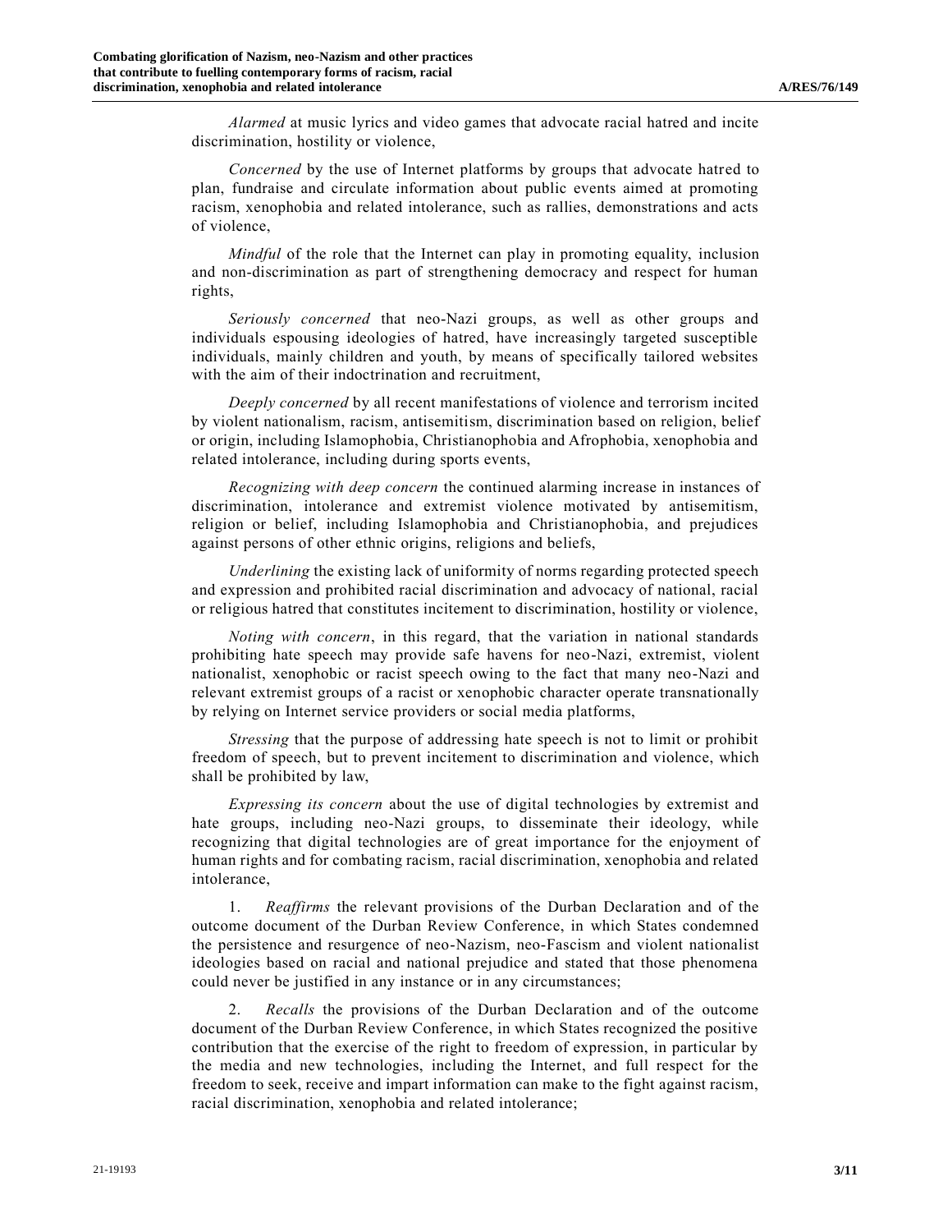*Alarmed* at music lyrics and video games that advocate racial hatred and incite discrimination, hostility or violence,

*Concerned* by the use of Internet platforms by groups that advocate hatred to plan, fundraise and circulate information about public events aimed at promoting racism, xenophobia and related intolerance, such as rallies, demonstrations and acts of violence,

*Mindful* of the role that the Internet can play in promoting equality, inclusion and non-discrimination as part of strengthening democracy and respect for human rights,

*Seriously concerned* that neo-Nazi groups, as well as other groups and individuals espousing ideologies of hatred, have increasingly targeted susceptible individuals, mainly children and youth, by means of specifically tailored websites with the aim of their indoctrination and recruitment,

*Deeply concerned* by all recent manifestations of violence and terrorism incited by violent nationalism, racism, antisemitism, discrimination based on religion, belief or origin, including Islamophobia, Christianophobia and Afrophobia, xenophobia and related intolerance, including during sports events,

*Recognizing with deep concern* the continued alarming increase in instances of discrimination, intolerance and extremist violence motivated by antisemitism, religion or belief, including Islamophobia and Christianophobia, and prejudices against persons of other ethnic origins, religions and beliefs,

*Underlining* the existing lack of uniformity of norms regarding protected speech and expression and prohibited racial discrimination and advocacy of national, racial or religious hatred that constitutes incitement to discrimination, hostility or violence,

*Noting with concern*, in this regard, that the variation in national standards prohibiting hate speech may provide safe havens for neo-Nazi, extremist, violent nationalist, xenophobic or racist speech owing to the fact that many neo-Nazi and relevant extremist groups of a racist or xenophobic character operate transnationally by relying on Internet service providers or social media platforms,

*Stressing* that the purpose of addressing hate speech is not to limit or prohibit freedom of speech, but to prevent incitement to discrimination and violence, which shall be prohibited by law,

*Expressing its concern* about the use of digital technologies by extremist and hate groups, including neo-Nazi groups, to disseminate their ideology, while recognizing that digital technologies are of great importance for the enjoyment of human rights and for combating racism, racial discrimination, xenophobia and related intolerance,

1. *Reaffirms* the relevant provisions of the Durban Declaration and of the outcome document of the Durban Review Conference, in which States condemned the persistence and resurgence of neo-Nazism, neo-Fascism and violent nationalist ideologies based on racial and national prejudice and stated that those phenomena could never be justified in any instance or in any circumstances;

2. *Recalls* the provisions of the Durban Declaration and of the outcome document of the Durban Review Conference, in which States recognized the positive contribution that the exercise of the right to freedom of expression, in particular by the media and new technologies, including the Internet, and full respect for the freedom to seek, receive and impart information can make to the fight against racism, racial discrimination, xenophobia and related intolerance;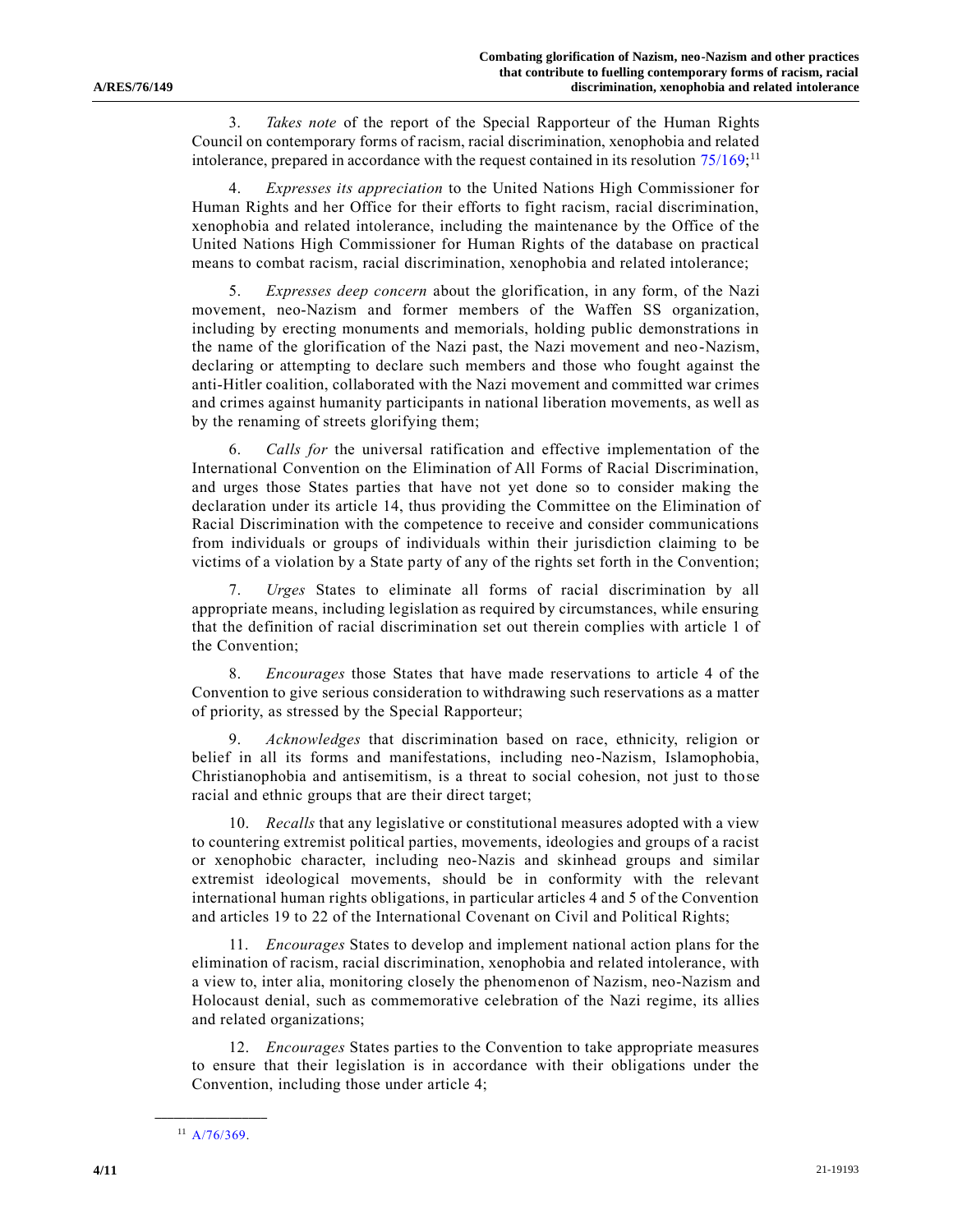3. *Takes note* of the report of the Special Rapporteur of the Human Rights Council on contemporary forms of racism, racial discrimination, xenophobia and related intolerance, prepared in accordance with the request contained in its resolution 75/169;[11]

4. *Expresses its appreciation* to the United Nations High Commissioner for Human Rights and her Office for their efforts to fight racism, racial discrimination, xenophobia and related intolerance, including the maintenance by the Office of the United Nations High Commissioner for Human Rights of the database on practical means to combat racism, racial discrimination, xenophobia and related intolerance;

5. *Expresses deep concern* about the glorification, in any form, of the Nazi movement, neo-Nazism and former members of the Waffen SS organization, including by erecting monuments and memorials, holding public demonstrations in the name of the glorification of the Nazi past, the Nazi movement and neo-Nazism, declaring or attempting to declare such members and those who fought against the anti-Hitler coalition, collaborated with the Nazi movement and committed war crimes and crimes against humanity participants in national liberation movements, as well as by the renaming of streets glorifying them;

6. *Calls for* the universal ratification and effective implementation of the International Convention on the Elimination of All Forms of Racial Discrimination, and urges those States parties that have not yet done so to consider making the declaration under its article 14, thus providing the Committee on the Elimination of Racial Discrimination with the competence to receive and consider communications from individuals or groups of individuals within their jurisdiction claiming to be victims of a violation by a State party of any of the rights set forth in the Convention;

7. *Urges* States to eliminate all forms of racial discrimination by all appropriate means, including legislation as required by circumstances, while ensuring that the definition of racial discrimination set out therein complies with article 1 of the Convention;

8. *Encourages* those States that have made reservations to article 4 of the Convention to give serious consideration to withdrawing such reservations as a matter of priority, as stressed by the Special Rapporteur;

9. *Acknowledges* that discrimination based on race, ethnicity, religion or belief in all its forms and manifestations, including neo-Nazism, Islamophobia, Christianophobia and antisemitism, is a threat to social cohesion, not just to those racial and ethnic groups that are their direct target;

10. *Recalls* that any legislative or constitutional measures adopted with a view to countering extremist political parties, movements, ideologies and groups of a racist or xenophobic character, including neo-Nazis and skinhead groups and similar extremist ideological movements, should be in conformity with the relevant international human rights obligations, in particular articles 4 and 5 of the Convention and articles 19 to 22 of the International Covenant on Civil and Political Rights;

11. *Encourages* States to develop and implement national action plans for the elimination of racism, racial discrimination, xenophobia and related intolerance, with a view to, inter alia, monitoring closely the phenomenon of Nazism, neo-Nazism and Holocaust denial, such as commemorative celebration of the Nazi regime, its allies and related organizations;

12. *Encourages* States parties to the Convention to take appropriate measures to ensure that their legislation is in accordance with their obligations under the Convention, including those under article 4;

---

[11] A/76/369.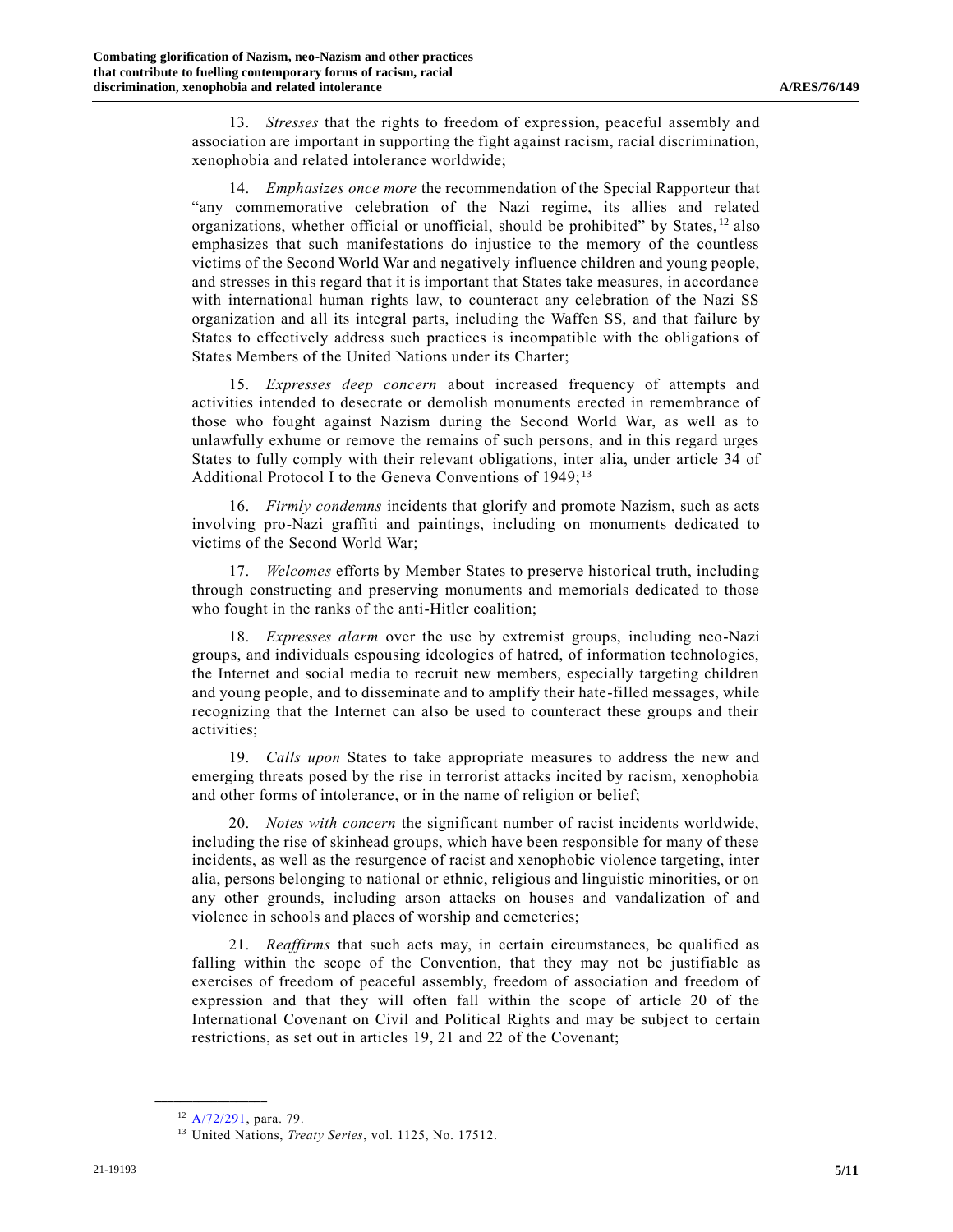13. *Stresses* that the rights to freedom of expression, peaceful assembly and association are important in supporting the fight against racism, racial discrimination, xenophobia and related intolerance worldwide;

14. *Emphasizes once more* the recommendation of the Special Rapporteur that "any commemorative celebration of the Nazi regime, its allies and related organizations, whether official or unofficial, should be prohibited" by States,[12] also emphasizes that such manifestations do injustice to the memory of the countless victims of the Second World War and negatively influence children and young people, and stresses in this regard that it is important that States take measures, in accordance with international human rights law, to counteract any celebration of the Nazi SS organization and all its integral parts, including the Waffen SS, and that failure by States to effectively address such practices is incompatible with the obligations of States Members of the United Nations under its Charter;

15. *Expresses deep concern* about increased frequency of attempts and activities intended to desecrate or demolish monuments erected in remembrance of those who fought against Nazism during the Second World War, as well as to unlawfully exhume or remove the remains of such persons, and in this regard urges States to fully comply with their relevant obligations, inter alia, under article 34 of Additional Protocol I to the Geneva Conventions of 1949;[13]

16. *Firmly condemns* incidents that glorify and promote Nazism, such as acts involving pro-Nazi graffiti and paintings, including on monuments dedicated to victims of the Second World War;

17. *Welcomes* efforts by Member States to preserve historical truth, including through constructing and preserving monuments and memorials dedicated to those who fought in the ranks of the anti-Hitler coalition;

18. *Expresses alarm* over the use by extremist groups, including neo-Nazi groups, and individuals espousing ideologies of hatred, of information technologies, the Internet and social media to recruit new members, especially targeting children and young people, and to disseminate and to amplify their hate-filled messages, while recognizing that the Internet can also be used to counteract these groups and their activities;

19. *Calls upon* States to take appropriate measures to address the new and emerging threats posed by the rise in terrorist attacks incited by racism, xenophobia and other forms of intolerance, or in the name of religion or belief;

20. *Notes with concern* the significant number of racist incidents worldwide, including the rise of skinhead groups, which have been responsible for many of these incidents, as well as the resurgence of racist and xenophobic violence targeting, inter alia, persons belonging to national or ethnic, religious and linguistic minorities, or on any other grounds, including arson attacks on houses and vandalization of and violence in schools and places of worship and cemeteries;

21. *Reaffirms* that such acts may, in certain circumstances, be qualified as falling within the scope of the Convention, that they may not be justifiable as exercises of freedom of peaceful assembly, freedom of association and freedom of expression and that they will often fall within the scope of article 20 of the International Covenant on Civil and Political Rights and may be subject to certain restrictions, as set out in articles 19, 21 and 22 of the Covenant;

---

[12] A/72/291, para. 79.

[13] United Nations, *Treaty Series*, vol. 1125, No. 17512.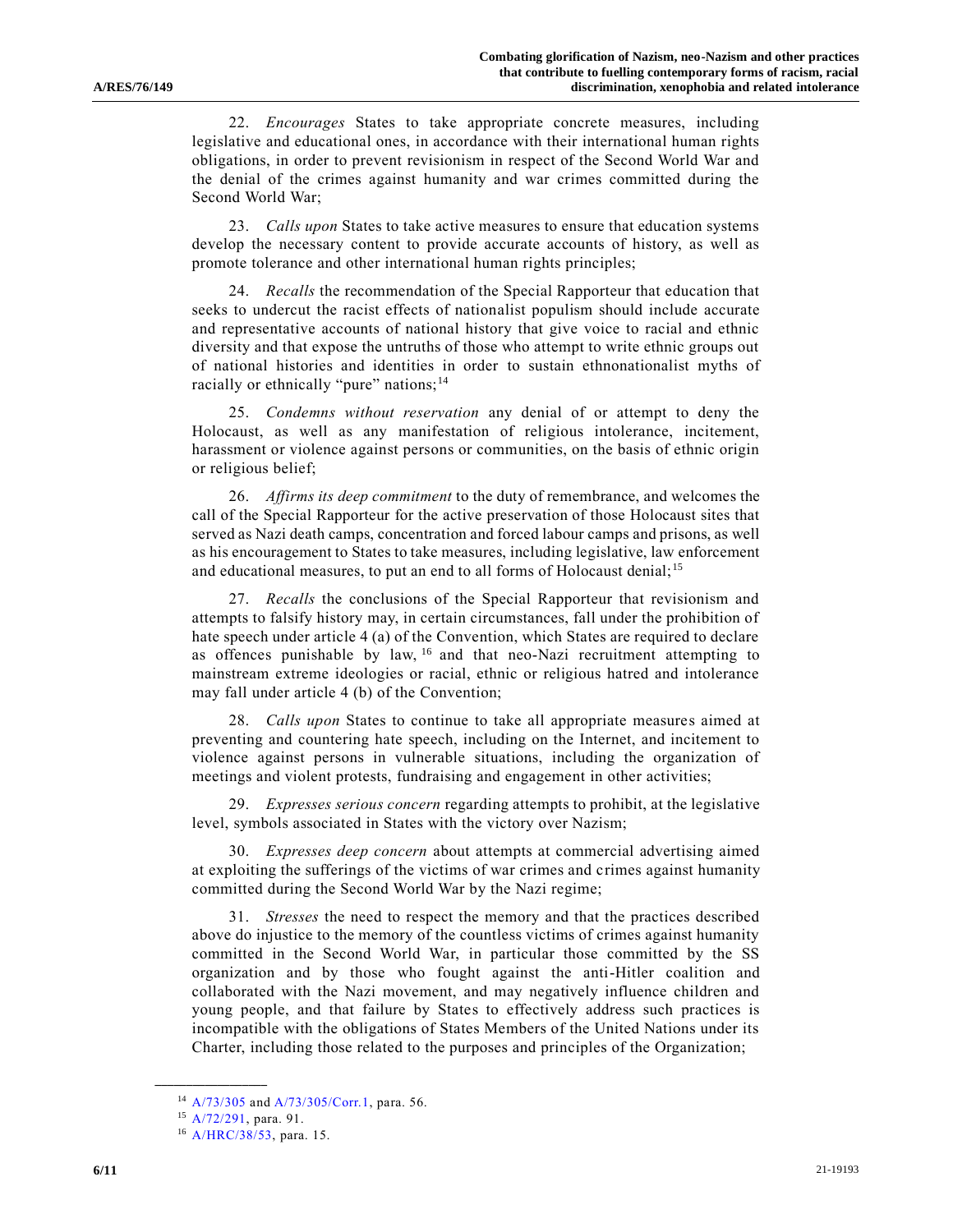22. *Encourages* States to take appropriate concrete measures, including legislative and educational ones, in accordance with their international human rights obligations, in order to prevent revisionism in respect of the Second World War and the denial of the crimes against humanity and war crimes committed during the Second World War;

23. *Calls upon* States to take active measures to ensure that education systems develop the necessary content to provide accurate accounts of history, as well as promote tolerance and other international human rights principles;

24. *Recalls* the recommendation of the Special Rapporteur that education that seeks to undercut the racist effects of nationalist populism should include accurate and representative accounts of national history that give voice to racial and ethnic diversity and that expose the untruths of those who attempt to write ethnic groups out of national histories and identities in order to sustain ethnonationalist myths of racially or ethnically "pure" nations;[14]

25. *Condemns without reservation* any denial of or attempt to deny the Holocaust, as well as any manifestation of religious intolerance, incitement, harassment or violence against persons or communities, on the basis of ethnic origin or religious belief;

26. *Affirms its deep commitment* to the duty of remembrance, and welcomes the call of the Special Rapporteur for the active preservation of those Holocaust sites that served as Nazi death camps, concentration and forced labour camps and prisons, as well as his encouragement to States to take measures, including legislative, law enforcement and educational measures, to put an end to all forms of Holocaust denial;[15]

27. *Recalls* the conclusions of the Special Rapporteur that revisionism and attempts to falsify history may, in certain circumstances, fall under the prohibition of hate speech under article 4 (a) of the Convention, which States are required to declare as offences punishable by law,[16] and that neo-Nazi recruitment attempting to mainstream extreme ideologies or racial, ethnic or religious hatred and intolerance may fall under article 4 (b) of the Convention;

28. *Calls upon* States to continue to take all appropriate measures aimed at preventing and countering hate speech, including on the Internet, and incitement to violence against persons in vulnerable situations, including the organization of meetings and violent protests, fundraising and engagement in other activities;

29. *Expresses serious concern* regarding attempts to prohibit, at the legislative level, symbols associated in States with the victory over Nazism;

30. *Expresses deep concern* about attempts at commercial advertising aimed at exploiting the sufferings of the victims of war crimes and crimes against humanity committed during the Second World War by the Nazi regime;

31. *Stresses* the need to respect the memory and that the practices described above do injustice to the memory of the countless victims of crimes against humanity committed in the Second World War, in particular those committed by the SS organization and by those who fought against the anti-Hitler coalition and collaborated with the Nazi movement, and may negatively influence children and young people, and that failure by States to effectively address such practices is incompatible with the obligations of States Members of the United Nations under its Charter, including those related to the purposes and principles of the Organization;

---

[14] A/73/305 and A/73/305/Corr.1, para. 56.

[15] A/72/291, para. 91.

[16] A/HRC/38/53, para. 15.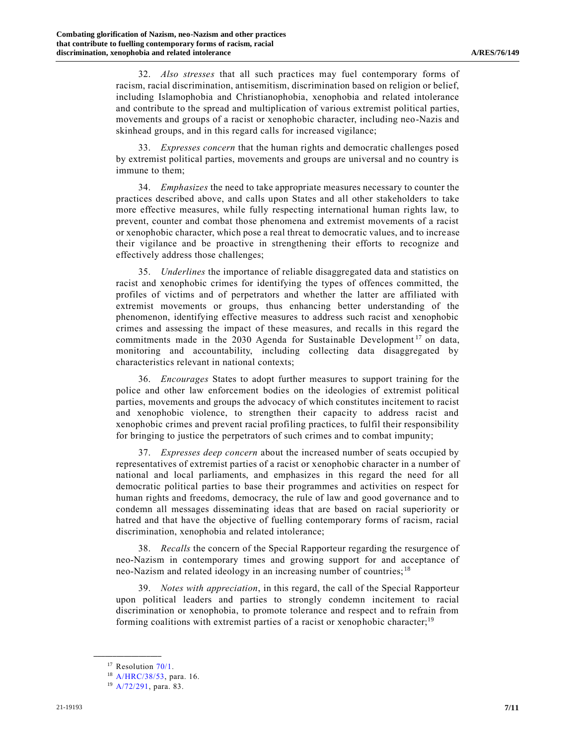32. *Also stresses* that all such practices may fuel contemporary forms of racism, racial discrimination, antisemitism, discrimination based on religion or belief, including Islamophobia and Christianophobia, xenophobia and related intolerance and contribute to the spread and multiplication of various extremist political parties, movements and groups of a racist or xenophobic character, including neo-Nazis and skinhead groups, and in this regard calls for increased vigilance;

33. *Expresses concern* that the human rights and democratic challenges posed by extremist political parties, movements and groups are universal and no country is immune to them;

34. *Emphasizes* the need to take appropriate measures necessary to counter the practices described above, and calls upon States and all other stakeholders to take more effective measures, while fully respecting international human rights law, to prevent, counter and combat those phenomena and extremist movements of a racist or xenophobic character, which pose a real threat to democratic values, and to increase their vigilance and be proactive in strengthening their efforts to recognize and effectively address those challenges;

35. *Underlines* the importance of reliable disaggregated data and statistics on racist and xenophobic crimes for identifying the types of offences committed, the profiles of victims and of perpetrators and whether the latter are affiliated with extremist movements or groups, thus enhancing better understanding of the phenomenon, identifying effective measures to address such racist and xenophobic crimes and assessing the impact of these measures, and recalls in this regard the commitments made in the 2030 Agenda for Sustainable Development[17] on data, monitoring and accountability, including collecting data disaggregated by characteristics relevant in national contexts;

36. *Encourages* States to adopt further measures to support training for the police and other law enforcement bodies on the ideologies of extremist political parties, movements and groups the advocacy of which constitutes incitement to racist and xenophobic violence, to strengthen their capacity to address racist and xenophobic crimes and prevent racial profiling practices, to fulfil their responsibility for bringing to justice the perpetrators of such crimes and to combat impunity;

37. *Expresses deep concern* about the increased number of seats occupied by representatives of extremist parties of a racist or xenophobic character in a number of national and local parliaments, and emphasizes in this regard the need for all democratic political parties to base their programmes and activities on respect for human rights and freedoms, democracy, the rule of law and good governance and to condemn all messages disseminating ideas that are based on racial superiority or hatred and that have the objective of fuelling contemporary forms of racism, racial discrimination, xenophobia and related intolerance;

38. *Recalls* the concern of the Special Rapporteur regarding the resurgence of neo-Nazism in contemporary times and growing support for and acceptance of neo-Nazism and related ideology in an increasing number of countries;[18]

39. *Notes with appreciation*, in this regard, the call of the Special Rapporteur upon political leaders and parties to strongly condemn incitement to racial discrimination or xenophobia, to promote tolerance and respect and to refrain from forming coalitions with extremist parties of a racist or xenophobic character;[19]

---

[17] Resolution 70/1.

[18] A/HRC/38/53, para. 16.

[19] A/72/291, para. 83.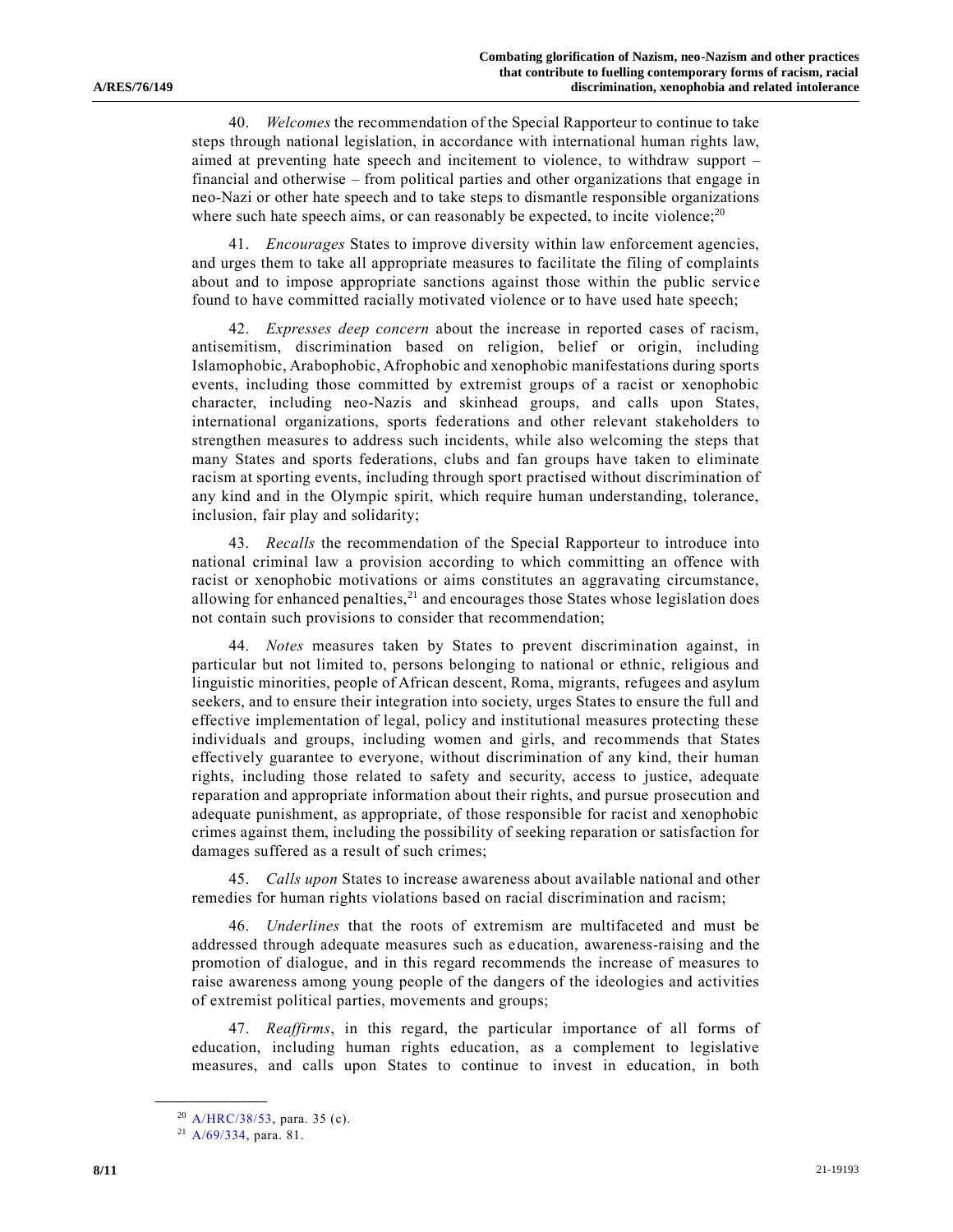40. *Welcomes* the recommendation of the Special Rapporteur to continue to take steps through national legislation, in accordance with international human rights law, aimed at preventing hate speech and incitement to violence, to withdraw support – financial and otherwise – from political parties and other organizations that engage in neo-Nazi or other hate speech and to take steps to dismantle responsible organizations where such hate speech aims, or can reasonably be expected, to incite violence;[20]

41. *Encourages* States to improve diversity within law enforcement agencies, and urges them to take all appropriate measures to facilitate the filing of complaints about and to impose appropriate sanctions against those within the public service found to have committed racially motivated violence or to have used hate speech;

42. *Expresses deep concern* about the increase in reported cases of racism, antisemitism, discrimination based on religion, belief or origin, including Islamophobic, Arabophobic, Afrophobic and xenophobic manifestations during sports events, including those committed by extremist groups of a racist or xenophobic character, including neo-Nazis and skinhead groups, and calls upon States, international organizations, sports federations and other relevant stakeholders to strengthen measures to address such incidents, while also welcoming the steps that many States and sports federations, clubs and fan groups have taken to eliminate racism at sporting events, including through sport practised without discrimination of any kind and in the Olympic spirit, which require human understanding, tolerance, inclusion, fair play and solidarity;

43. *Recalls* the recommendation of the Special Rapporteur to introduce into national criminal law a provision according to which committing an offence with racist or xenophobic motivations or aims constitutes an aggravating circumstance, allowing for enhanced penalties,[21] and encourages those States whose legislation does not contain such provisions to consider that recommendation;

44. *Notes* measures taken by States to prevent discrimination against, in particular but not limited to, persons belonging to national or ethnic, religious and linguistic minorities, people of African descent, Roma, migrants, refugees and asylum seekers, and to ensure their integration into society, urges States to ensure the full and effective implementation of legal, policy and institutional measures protecting these individuals and groups, including women and girls, and recommends that States effectively guarantee to everyone, without discrimination of any kind, their human rights, including those related to safety and security, access to justice, adequate reparation and appropriate information about their rights, and pursue prosecution and adequate punishment, as appropriate, of those responsible for racist and xenophobic crimes against them, including the possibility of seeking reparation or satisfaction for damages suffered as a result of such crimes;

45. *Calls upon* States to increase awareness about available national and other remedies for human rights violations based on racial discrimination and racism;

46. *Underlines* that the roots of extremism are multifaceted and must be addressed through adequate measures such as education, awareness-raising and the promotion of dialogue, and in this regard recommends the increase of measures to raise awareness among young people of the dangers of the ideologies and activities of extremist political parties, movements and groups;

47. *Reaffirms*, in this regard, the particular importance of all forms of education, including human rights education, as a complement to legislative measures, and calls upon States to continue to invest in education, in both

---

[20] A/HRC/38/53, para. 35 (c).

[21] A/69/334, para. 81.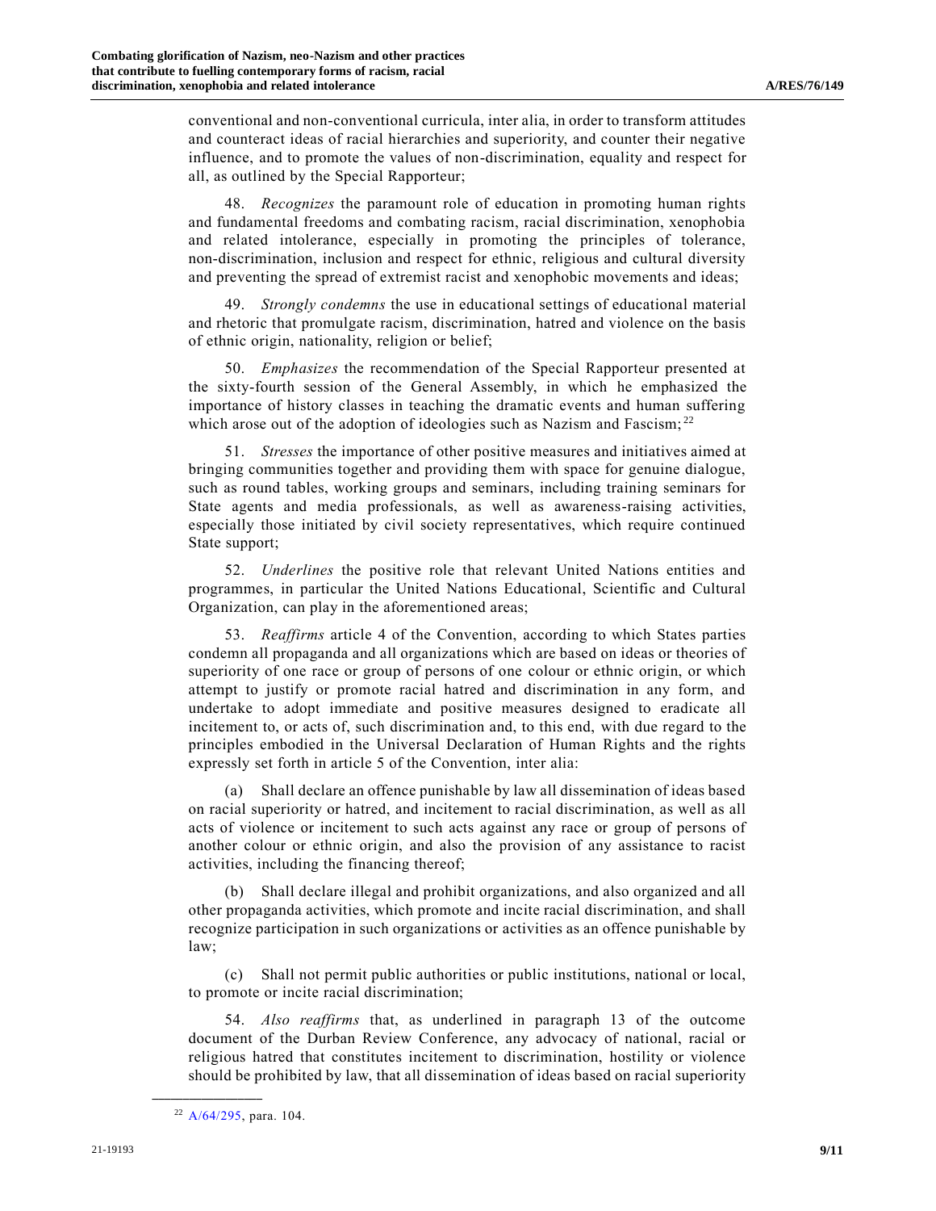conventional and non-conventional curricula, inter alia, in order to transform attitudes and counteract ideas of racial hierarchies and superiority, and counter their negative influence, and to promote the values of non-discrimination, equality and respect for all, as outlined by the Special Rapporteur;

48. *Recognizes* the paramount role of education in promoting human rights and fundamental freedoms and combating racism, racial discrimination, xenophobia and related intolerance, especially in promoting the principles of tolerance, non-discrimination, inclusion and respect for ethnic, religious and cultural diversity and preventing the spread of extremist racist and xenophobic movements and ideas;

49. *Strongly condemns* the use in educational settings of educational material and rhetoric that promulgate racism, discrimination, hatred and violence on the basis of ethnic origin, nationality, religion or belief;

50. *Emphasizes* the recommendation of the Special Rapporteur presented at the sixty-fourth session of the General Assembly, in which he emphasized the importance of history classes in teaching the dramatic events and human suffering which arose out of the adoption of ideologies such as Nazism and Fascism;[22]

51. *Stresses* the importance of other positive measures and initiatives aimed at bringing communities together and providing them with space for genuine dialogue, such as round tables, working groups and seminars, including training seminars for State agents and media professionals, as well as awareness-raising activities, especially those initiated by civil society representatives, which require continued State support;

52. *Underlines* the positive role that relevant United Nations entities and programmes, in particular the United Nations Educational, Scientific and Cultural Organization, can play in the aforementioned areas;

53. *Reaffirms* article 4 of the Convention, according to which States parties condemn all propaganda and all organizations which are based on ideas or theories of superiority of one race or group of persons of one colour or ethnic origin, or which attempt to justify or promote racial hatred and discrimination in any form, and undertake to adopt immediate and positive measures designed to eradicate all incitement to, or acts of, such discrimination and, to this end, with due regard to the principles embodied in the Universal Declaration of Human Rights and the rights expressly set forth in article 5 of the Convention, inter alia:

(a) Shall declare an offence punishable by law all dissemination of ideas based on racial superiority or hatred, and incitement to racial discrimination, as well as all acts of violence or incitement to such acts against any race or group of persons of another colour or ethnic origin, and also the provision of any assistance to racist activities, including the financing thereof;

(b) Shall declare illegal and prohibit organizations, and also organized and all other propaganda activities, which promote and incite racial discrimination, and shall recognize participation in such organizations or activities as an offence punishable by law;

(c) Shall not permit public authorities or public institutions, national or local, to promote or incite racial discrimination;

54. *Also reaffirms* that, as underlined in paragraph 13 of the outcome document of the Durban Review Conference, any advocacy of national, racial or religious hatred that constitutes incitement to discrimination, hostility or violence should be prohibited by law, that all dissemination of ideas based on racial superiority

---

[22] A/64/295, para. 104.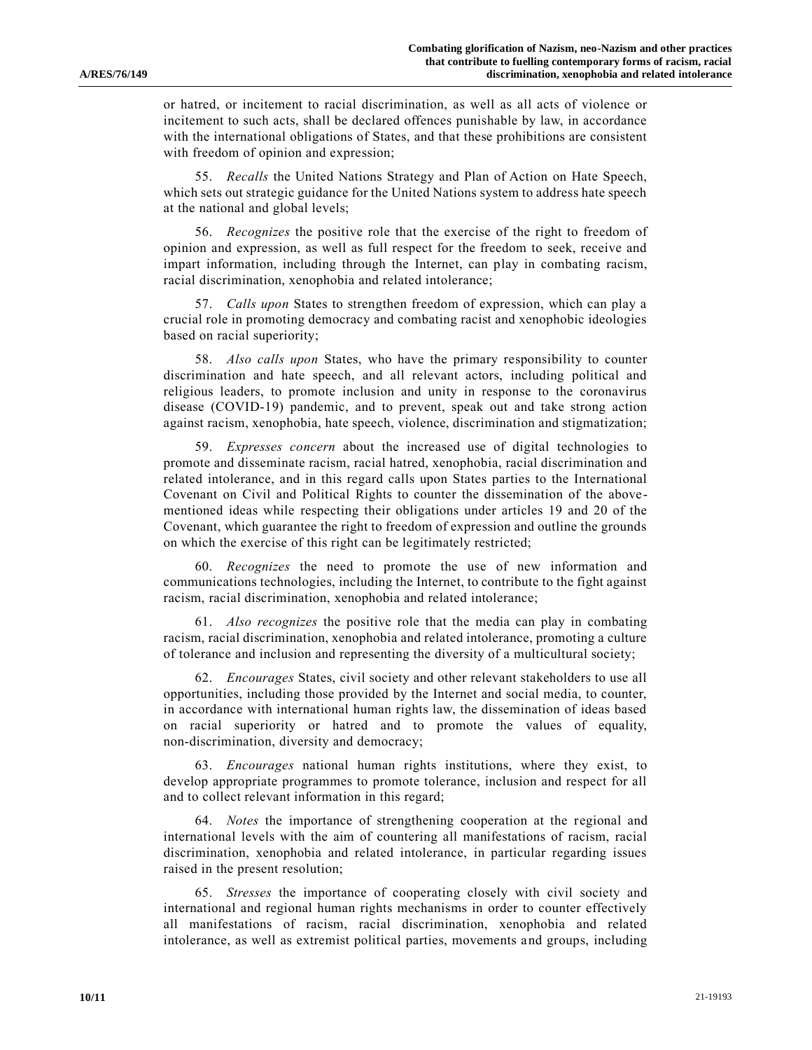or hatred, or incitement to racial discrimination, as well as all acts of violence or incitement to such acts, shall be declared offences punishable by law, in accordance with the international obligations of States, and that these prohibitions are consistent with freedom of opinion and expression;

55. *Recalls* the United Nations Strategy and Plan of Action on Hate Speech, which sets out strategic guidance for the United Nations system to address hate speech at the national and global levels;

56. *Recognizes* the positive role that the exercise of the right to freedom of opinion and expression, as well as full respect for the freedom to seek, receive and impart information, including through the Internet, can play in combating racism, racial discrimination, xenophobia and related intolerance;

57. *Calls upon* States to strengthen freedom of expression, which can play a crucial role in promoting democracy and combating racist and xenophobic ideologies based on racial superiority;

58. *Also calls upon* States, who have the primary responsibility to counter discrimination and hate speech, and all relevant actors, including political and religious leaders, to promote inclusion and unity in response to the coronavirus disease (COVID-19) pandemic, and to prevent, speak out and take strong action against racism, xenophobia, hate speech, violence, discrimination and stigmatization;

59. *Expresses concern* about the increased use of digital technologies to promote and disseminate racism, racial hatred, xenophobia, racial discrimination and related intolerance, and in this regard calls upon States parties to the International Covenant on Civil and Political Rights to counter the dissemination of the above-mentioned ideas while respecting their obligations under articles 19 and 20 of the Covenant, which guarantee the right to freedom of expression and outline the grounds on which the exercise of this right can be legitimately restricted;

60. *Recognizes* the need to promote the use of new information and communications technologies, including the Internet, to contribute to the fight against racism, racial discrimination, xenophobia and related intolerance;

61. *Also recognizes* the positive role that the media can play in combating racism, racial discrimination, xenophobia and related intolerance, promoting a culture of tolerance and inclusion and representing the diversity of a multicultural society;

62. *Encourages* States, civil society and other relevant stakeholders to use all opportunities, including those provided by the Internet and social media, to counter, in accordance with international human rights law, the dissemination of ideas based on racial superiority or hatred and to promote the values of equality, non-discrimination, diversity and democracy;

63. *Encourages* national human rights institutions, where they exist, to develop appropriate programmes to promote tolerance, inclusion and respect for all and to collect relevant information in this regard;

64. *Notes* the importance of strengthening cooperation at the regional and international levels with the aim of countering all manifestations of racism, racial discrimination, xenophobia and related intolerance, in particular regarding issues raised in the present resolution;

65. *Stresses* the importance of cooperating closely with civil society and international and regional human rights mechanisms in order to counter effectively all manifestations of racism, racial discrimination, xenophobia and related intolerance, as well as extremist political parties, movements and groups, including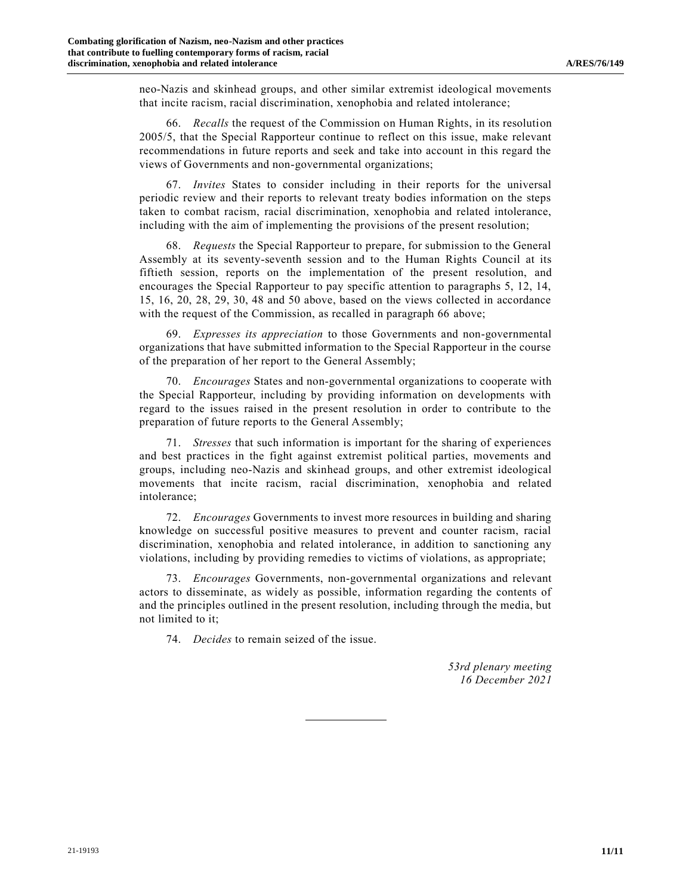neo-Nazis and skinhead groups, and other similar extremist ideological movements that incite racism, racial discrimination, xenophobia and related intolerance;

66. *Recalls* the request of the Commission on Human Rights, in its resolution 2005/5, that the Special Rapporteur continue to reflect on this issue, make relevant recommendations in future reports and seek and take into account in this regard the views of Governments and non-governmental organizations;

67. *Invites* States to consider including in their reports for the universal periodic review and their reports to relevant treaty bodies information on the steps taken to combat racism, racial discrimination, xenophobia and related intolerance, including with the aim of implementing the provisions of the present resolution;

68. *Requests* the Special Rapporteur to prepare, for submission to the General Assembly at its seventy-seventh session and to the Human Rights Council at its fiftieth session, reports on the implementation of the present resolution, and encourages the Special Rapporteur to pay specific attention to paragraphs 5, 12, 14, 15, 16, 20, 28, 29, 30, 48 and 50 above, based on the views collected in accordance with the request of the Commission, as recalled in paragraph 66 above;

69. *Expresses its appreciation* to those Governments and non-governmental organizations that have submitted information to the Special Rapporteur in the course of the preparation of her report to the General Assembly;

70. *Encourages* States and non-governmental organizations to cooperate with the Special Rapporteur, including by providing information on developments with regard to the issues raised in the present resolution in order to contribute to the preparation of future reports to the General Assembly;

71. *Stresses* that such information is important for the sharing of experiences and best practices in the fight against extremist political parties, movements and groups, including neo-Nazis and skinhead groups, and other extremist ideological movements that incite racism, racial discrimination, xenophobia and related intolerance;

72. *Encourages* Governments to invest more resources in building and sharing knowledge on successful positive measures to prevent and counter racism, racial discrimination, xenophobia and related intolerance, in addition to sanctioning any violations, including by providing remedies to victims of violations, as appropriate;

73. *Encourages* Governments, non-governmental organizations and relevant actors to disseminate, as widely as possible, information regarding the contents of and the principles outlined in the present resolution, including through the media, but not limited to it;

74. *Decides* to remain seized of the issue.

*53rd plenary meeting*
*16 December 2021*